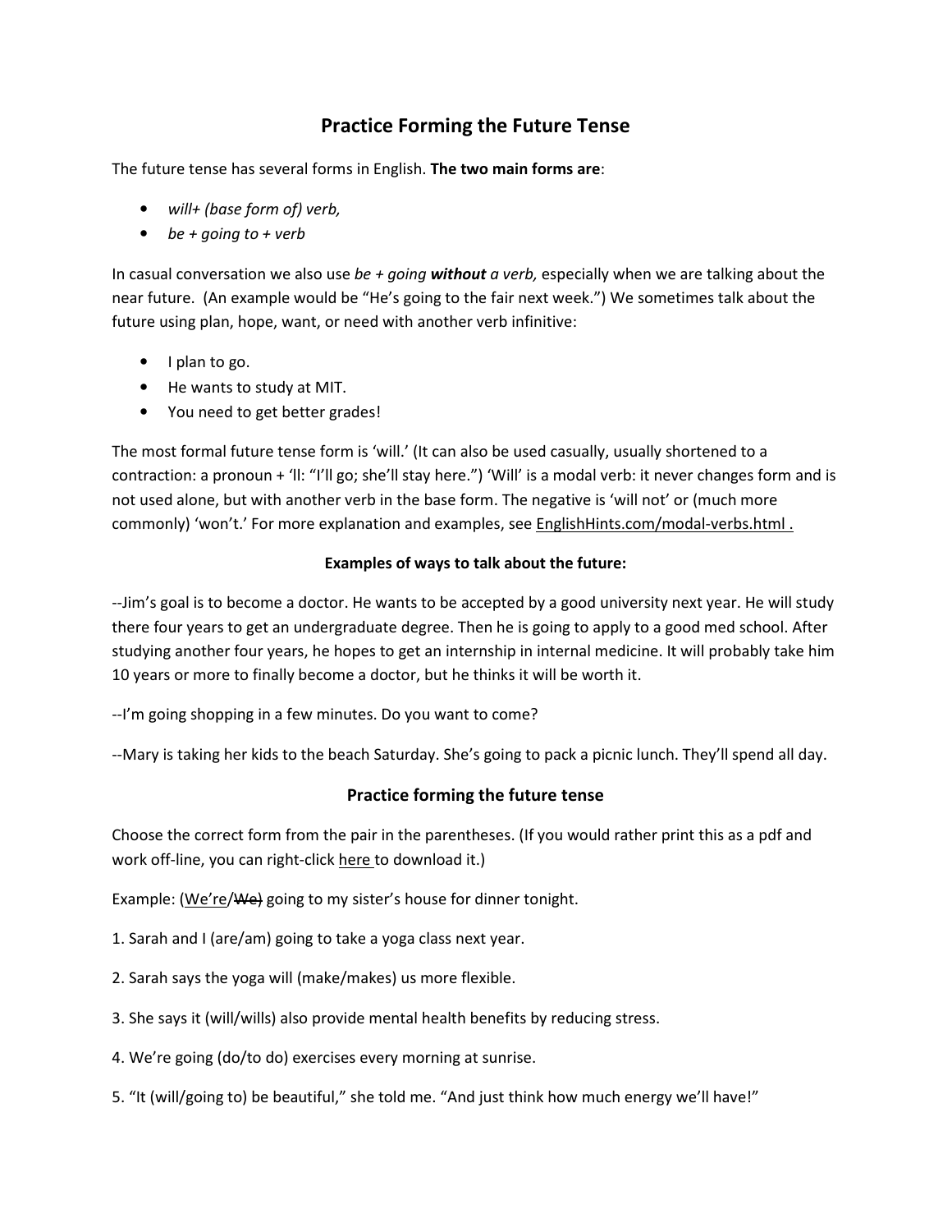# Practice Forming the Future Tense

The future tense has several forms in English. **The two main forms are**:

- *will+ (base form of) verb,*
- *be + going to + verb*

In casual conversation we also use *be + going **without** a verb,* especially when we are talking about the near future. (An example would be "He's going to the fair next week.") We sometimes talk about the future using plan, hope, want, or need with another verb infinitive:

- I plan to go.
- He wants to study at MIT.
- You need to get better grades!

The most formal future tense form is 'will.' (It can also be used casually, usually shortened to a contraction: a pronoun + 'll: "I'll go; she'll stay here.") 'Will' is a modal verb: it never changes form and is not used alone, but with another verb in the base form. The negative is 'will not' or (much more commonly) 'won't.' For more explanation and examples, see EnglishHints.com/modal-verbs.html .

**Examples of ways to talk about the future:**

--Jim's goal is to become a doctor. He wants to be accepted by a good university next year. He will study there four years to get an undergraduate degree. Then he is going to apply to a good med school. After studying another four years, he hopes to get an internship in internal medicine. It will probably take him 10 years or more to finally become a doctor, but he thinks it will be worth it.

--I'm going shopping in a few minutes. Do you want to come?

--Mary is taking her kids to the beach Saturday. She's going to pack a picnic lunch. They'll spend all day.

## Practice forming the future tense

Choose the correct form from the pair in the parentheses. (If you would rather print this as a pdf and work off-line, you can right-click here to download it.)

Example: (<u>We're</u>/~~We~~) going to my sister's house for dinner tonight.

1. Sarah and I (are/am) going to take a yoga class next year.

2. Sarah says the yoga will (make/makes) us more flexible.

3. She says it (will/wills) also provide mental health benefits by reducing stress.

4. We're going (do/to do) exercises every morning at sunrise.

5. "It (will/going to) be beautiful," she told me. "And just think how much energy we'll have!"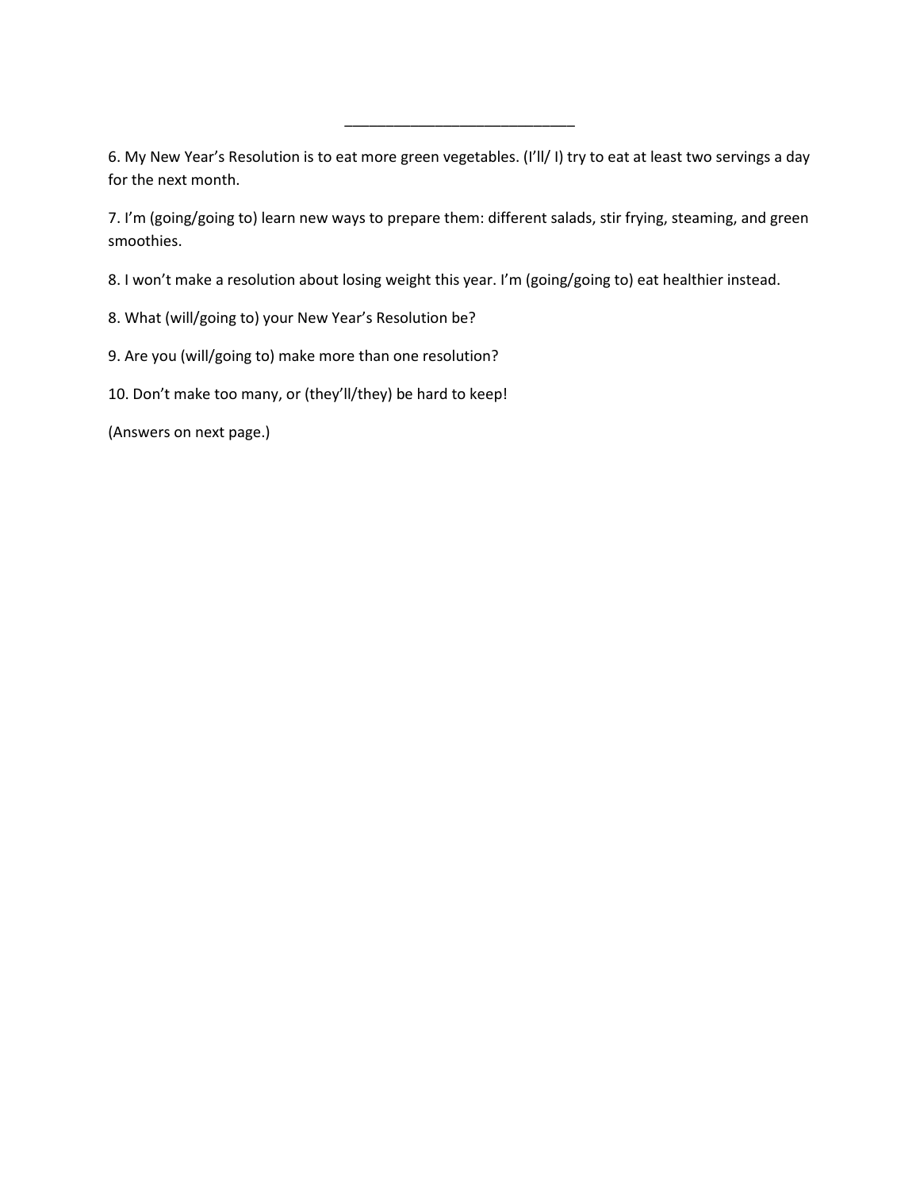\_\_\_\_\_\_\_\_\_\_\_\_\_\_\_\_\_\_\_\_\_\_\_\_\_\_\_\_\_

6. My New Year's Resolution is to eat more green vegetables. (I'll/ I) try to eat at least two servings a day for the next month.

7. I'm (going/going to) learn new ways to prepare them: different salads, stir frying, steaming, and green smoothies.

8. I won't make a resolution about losing weight this year. I'm (going/going to) eat healthier instead.

8. What (will/going to) your New Year's Resolution be?

9. Are you (will/going to) make more than one resolution?

10. Don't make too many, or (they'll/they) be hard to keep!

(Answers on next page.)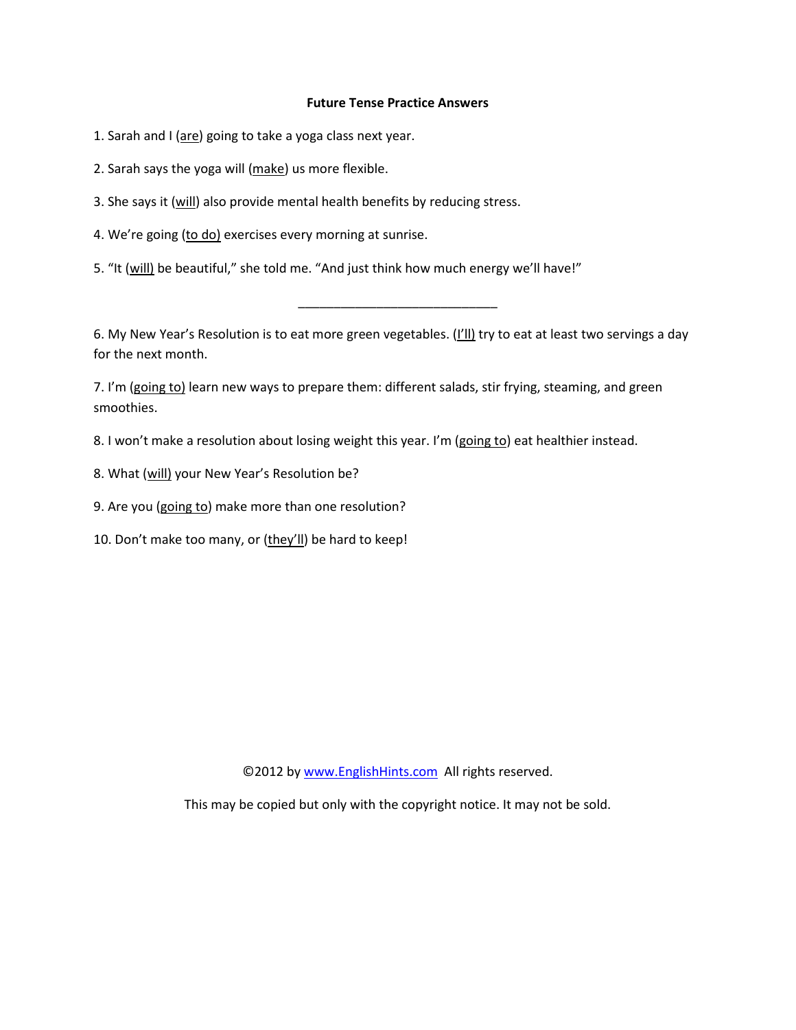**Future Tense Practice Answers**

1. Sarah and I (<u>are</u>) going to take a yoga class next year.

2. Sarah says the yoga will (<u>make</u>) us more flexible.

3. She says it (<u>will</u>) also provide mental health benefits by reducing stress.

4. We're going (<u>to do)</u> exercises every morning at sunrise.

5. "It (<u>will)</u> be beautiful," she told me. "And just think how much energy we'll have!"

---

6. My New Year's Resolution is to eat more green vegetables. (<u>I'll)</u> try to eat at least two servings a day for the next month.

7. I'm (<u>going to)</u> learn new ways to prepare them: different salads, stir frying, steaming, and green smoothies.

8. I won't make a resolution about losing weight this year. I'm (<u>going to</u>) eat healthier instead.

8. What (<u>will)</u> your New Year's Resolution be?

9. Are you (<u>going to</u>) make more than one resolution?

10. Don't make too many, or (<u>they'll</u>) be hard to keep!

©2012 by www.EnglishHints.com All rights reserved.

This may be copied but only with the copyright notice. It may not be sold.